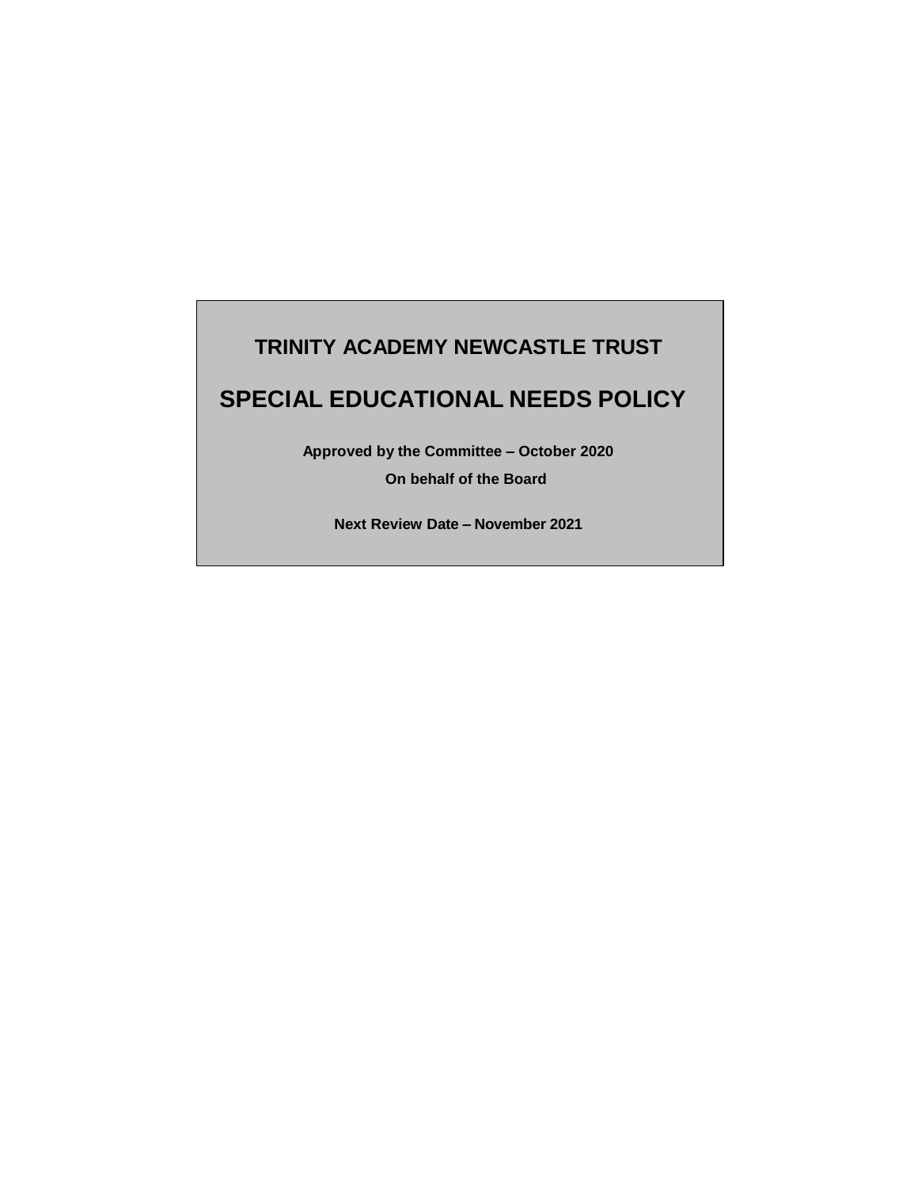# TRINITY ACADEMY NEWCASTLE TRUST

# SPECIAL EDUCATIONAL NEEDS POLICY

**Approved by the Committee – October 2020**

**On behalf of the Board**

**Next Review Date – November 2021**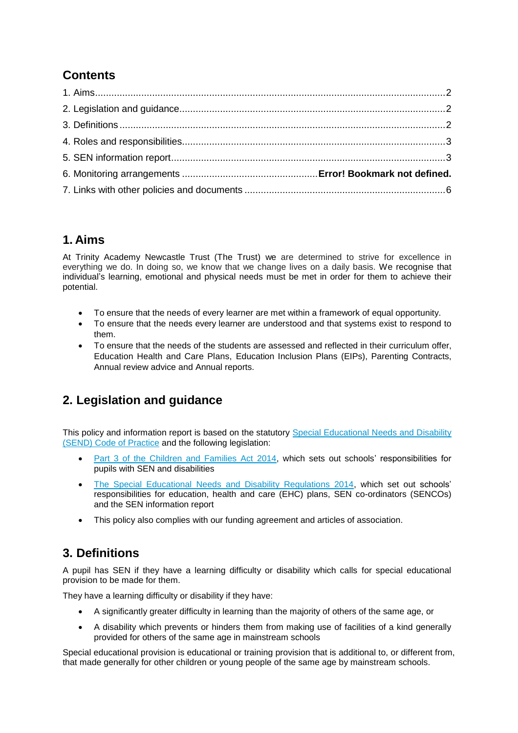## Contents

1. Aims ........................................................................................................................ 2
2. Legislation and guidance ....................................................................................... 2
3. Definitions ............................................................................................................. 2
4. Roles and responsibilities ...................................................................................... 3
5. SEN information report .......................................................................................... 3
6. Monitoring arrangements ................................................ **Error! Bookmark not defined.**
7. Links with other policies and documents ............................................................... 6

## 1. Aims

At Trinity Academy Newcastle Trust (The Trust) we are determined to strive for excellence in everything we do. In doing so, we know that we change lives on a daily basis. We recognise that individual's learning, emotional and physical needs must be met in order for them to achieve their potential.

- To ensure that the needs of every learner are met within a framework of equal opportunity.
- To ensure that the needs every learner are understood and that systems exist to respond to them.
- To ensure that the needs of the students are assessed and reflected in their curriculum offer, Education Health and Care Plans, Education Inclusion Plans (EIPs), Parenting Contracts, Annual review advice and Annual reports.

## 2. Legislation and guidance

This policy and information report is based on the statutory Special Educational Needs and Disability (SEND) Code of Practice and the following legislation:

- Part 3 of the Children and Families Act 2014, which sets out schools' responsibilities for pupils with SEN and disabilities
- The Special Educational Needs and Disability Regulations 2014, which set out schools' responsibilities for education, health and care (EHC) plans, SEN co-ordinators (SENCOs) and the SEN information report
- This policy also complies with our funding agreement and articles of association.

## 3. Definitions

A pupil has SEN if they have a learning difficulty or disability which calls for special educational provision to be made for them.

They have a learning difficulty or disability if they have:

- A significantly greater difficulty in learning than the majority of others of the same age, or
- A disability which prevents or hinders them from making use of facilities of a kind generally provided for others of the same age in mainstream schools

Special educational provision is educational or training provision that is additional to, or different from, that made generally for other children or young people of the same age by mainstream schools.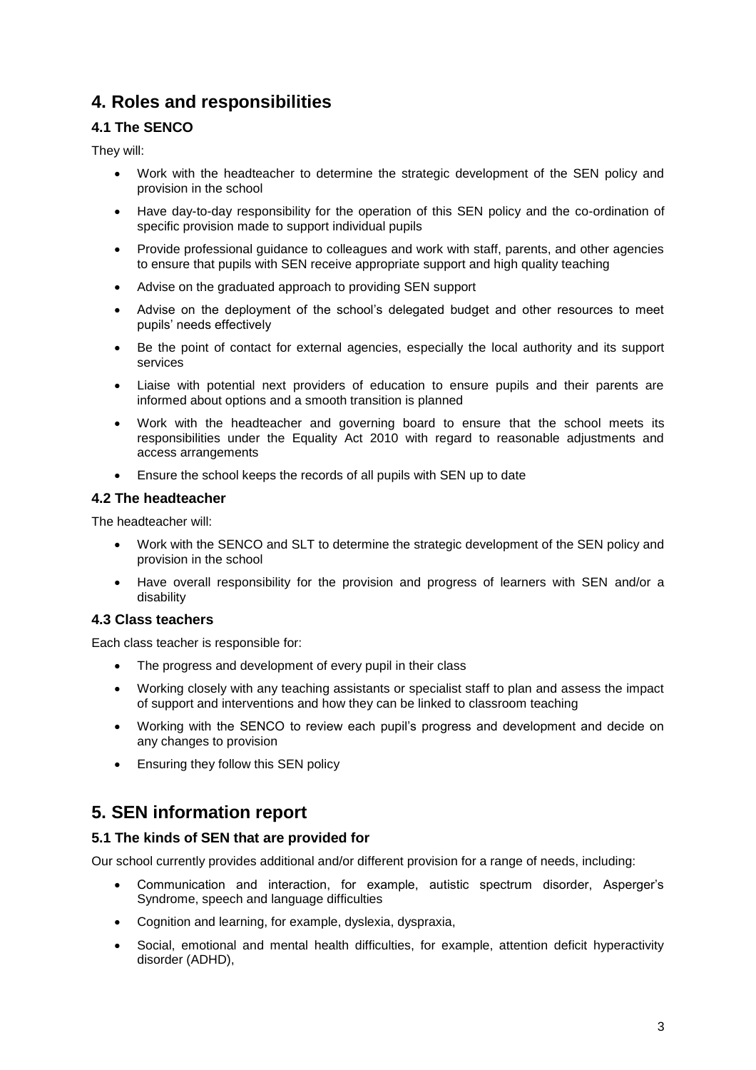## 4. Roles and responsibilities

### 4.1 The SENCO

They will:

- Work with the headteacher to determine the strategic development of the SEN policy and provision in the school
- Have day-to-day responsibility for the operation of this SEN policy and the co-ordination of specific provision made to support individual pupils
- Provide professional guidance to colleagues and work with staff, parents, and other agencies to ensure that pupils with SEN receive appropriate support and high quality teaching
- Advise on the graduated approach to providing SEN support
- Advise on the deployment of the school's delegated budget and other resources to meet pupils' needs effectively
- Be the point of contact for external agencies, especially the local authority and its support services
- Liaise with potential next providers of education to ensure pupils and their parents are informed about options and a smooth transition is planned
- Work with the headteacher and governing board to ensure that the school meets its responsibilities under the Equality Act 2010 with regard to reasonable adjustments and access arrangements
- Ensure the school keeps the records of all pupils with SEN up to date

### 4.2 The headteacher

The headteacher will:

- Work with the SENCO and SLT to determine the strategic development of the SEN policy and provision in the school
- Have overall responsibility for the provision and progress of learners with SEN and/or a disability

### 4.3 Class teachers

Each class teacher is responsible for:

- The progress and development of every pupil in their class
- Working closely with any teaching assistants or specialist staff to plan and assess the impact of support and interventions and how they can be linked to classroom teaching
- Working with the SENCO to review each pupil's progress and development and decide on any changes to provision
- Ensuring they follow this SEN policy

## 5. SEN information report

### 5.1 The kinds of SEN that are provided for

Our school currently provides additional and/or different provision for a range of needs, including:

- Communication and interaction, for example, autistic spectrum disorder, Asperger's Syndrome, speech and language difficulties
- Cognition and learning, for example, dyslexia, dyspraxia,
- Social, emotional and mental health difficulties, for example, attention deficit hyperactivity disorder (ADHD),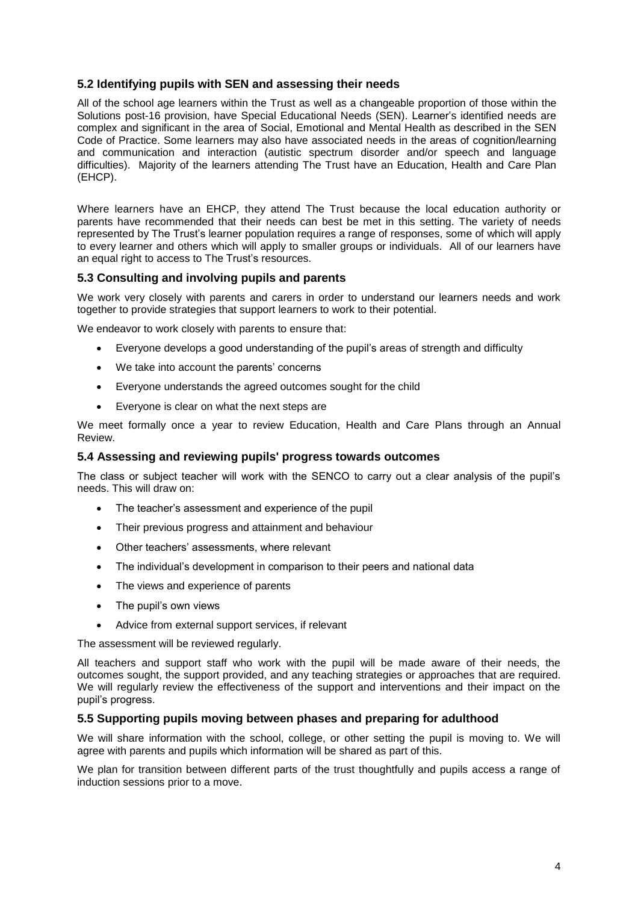### 5.2 Identifying pupils with SEN and assessing their needs

All of the school age learners within the Trust as well as a changeable proportion of those within the Solutions post-16 provision, have Special Educational Needs (SEN). Learner's identified needs are complex and significant in the area of Social, Emotional and Mental Health as described in the SEN Code of Practice. Some learners may also have associated needs in the areas of cognition/learning and communication and interaction (autistic spectrum disorder and/or speech and language difficulties). Majority of the learners attending The Trust have an Education, Health and Care Plan (EHCP).

Where learners have an EHCP, they attend The Trust because the local education authority or parents have recommended that their needs can best be met in this setting. The variety of needs represented by The Trust's learner population requires a range of responses, some of which will apply to every learner and others which will apply to smaller groups or individuals. All of our learners have an equal right to access to The Trust's resources.

### 5.3 Consulting and involving pupils and parents

We work very closely with parents and carers in order to understand our learners needs and work together to provide strategies that support learners to work to their potential.

We endeavor to work closely with parents to ensure that:

- Everyone develops a good understanding of the pupil's areas of strength and difficulty
- We take into account the parents' concerns
- Everyone understands the agreed outcomes sought for the child
- Everyone is clear on what the next steps are

We meet formally once a year to review Education, Health and Care Plans through an Annual Review.

### 5.4 Assessing and reviewing pupils' progress towards outcomes

The class or subject teacher will work with the SENCO to carry out a clear analysis of the pupil's needs. This will draw on:

- The teacher's assessment and experience of the pupil
- Their previous progress and attainment and behaviour
- Other teachers' assessments, where relevant
- The individual's development in comparison to their peers and national data
- The views and experience of parents
- The pupil's own views
- Advice from external support services, if relevant

The assessment will be reviewed regularly.

All teachers and support staff who work with the pupil will be made aware of their needs, the outcomes sought, the support provided, and any teaching strategies or approaches that are required. We will regularly review the effectiveness of the support and interventions and their impact on the pupil's progress.

### 5.5 Supporting pupils moving between phases and preparing for adulthood

We will share information with the school, college, or other setting the pupil is moving to. We will agree with parents and pupils which information will be shared as part of this.

We plan for transition between different parts of the trust thoughtfully and pupils access a range of induction sessions prior to a move.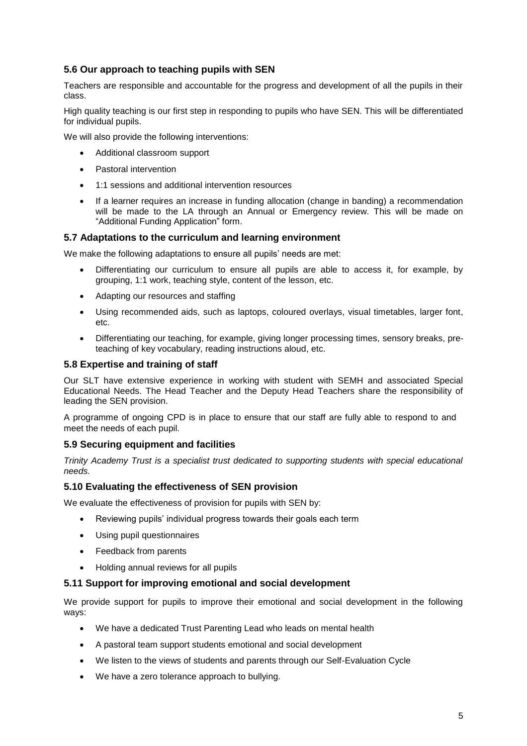### 5.6 Our approach to teaching pupils with SEN

Teachers are responsible and accountable for the progress and development of all the pupils in their class.

High quality teaching is our first step in responding to pupils who have SEN. This will be differentiated for individual pupils.

We will also provide the following interventions:

- Additional classroom support
- Pastoral intervention
- 1:1 sessions and additional intervention resources
- If a learner requires an increase in funding allocation (change in banding) a recommendation will be made to the LA through an Annual or Emergency review. This will be made on "Additional Funding Application" form.

### 5.7 Adaptations to the curriculum and learning environment

We make the following adaptations to ensure all pupils' needs are met:

- Differentiating our curriculum to ensure all pupils are able to access it, for example, by grouping, 1:1 work, teaching style, content of the lesson, etc.
- Adapting our resources and staffing
- Using recommended aids, such as laptops, coloured overlays, visual timetables, larger font, etc.
- Differentiating our teaching, for example, giving longer processing times, sensory breaks, pre-teaching of key vocabulary, reading instructions aloud, etc.

### 5.8 Expertise and training of staff

Our SLT have extensive experience in working with student with SEMH and associated Special Educational Needs. The Head Teacher and the Deputy Head Teachers share the responsibility of leading the SEN provision.

A programme of ongoing CPD is in place to ensure that our staff are fully able to respond to and meet the needs of each pupil.

### 5.9 Securing equipment and facilities

*Trinity Academy Trust is a specialist trust dedicated to supporting students with special educational needs.*

### 5.10 Evaluating the effectiveness of SEN provision

We evaluate the effectiveness of provision for pupils with SEN by:

- Reviewing pupils' individual progress towards their goals each term
- Using pupil questionnaires
- Feedback from parents
- Holding annual reviews for all pupils

### 5.11 Support for improving emotional and social development

We provide support for pupils to improve their emotional and social development in the following ways:

- We have a dedicated Trust Parenting Lead who leads on mental health
- A pastoral team support students emotional and social development
- We listen to the views of students and parents through our Self-Evaluation Cycle
- We have a zero tolerance approach to bullying.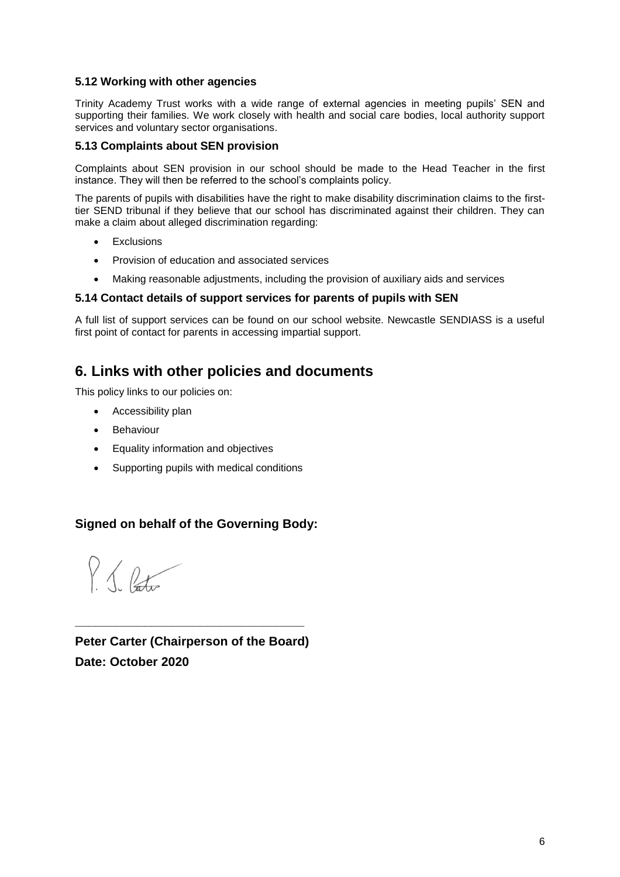### 5.12 Working with other agencies

Trinity Academy Trust works with a wide range of external agencies in meeting pupils' SEN and supporting their families. We work closely with health and social care bodies, local authority support services and voluntary sector organisations.

### 5.13 Complaints about SEN provision

Complaints about SEN provision in our school should be made to the Head Teacher in the first instance. They will then be referred to the school's complaints policy.

The parents of pupils with disabilities have the right to make disability discrimination claims to the first-tier SEND tribunal if they believe that our school has discriminated against their children. They can make a claim about alleged discrimination regarding:

- Exclusions
- Provision of education and associated services
- Making reasonable adjustments, including the provision of auxiliary aids and services

### 5.14 Contact details of support services for parents of pupils with SEN

A full list of support services can be found on our school website. Newcastle SENDIASS is a useful first point of contact for parents in accessing impartial support.

## 6. Links with other policies and documents

This policy links to our policies on:

- Accessibility plan
- Behaviour
- Equality information and objectives
- Supporting pupils with medical conditions

### Signed on behalf of the Governing Body:

_________________________________

**Peter Carter (Chairperson of the Board)**

**Date: October 2020**